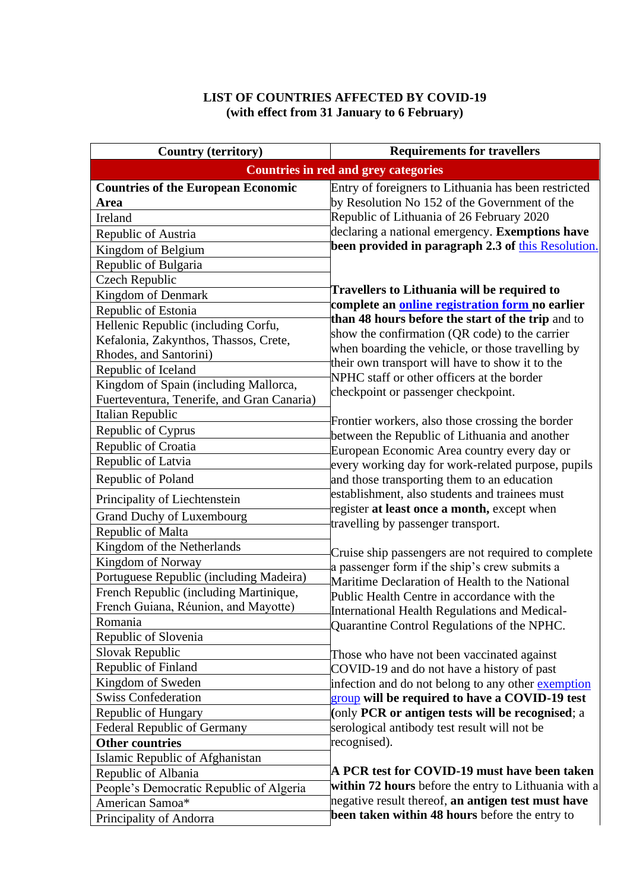**LIST OF COUNTRIES AFFECTED BY COVID-19**
**(with effect from 31 January to 6 February)**

| Country (territory) | Requirements for travellers |
|---|---|
| **Countries in red and grey categories** | |
| **Countries of the European Economic Area** | Entry of foreigners to Lithuania has been restricted by Resolution No 152 of the Government of the Republic of Lithuania of 26 February 2020 declaring a national emergency. **Exemptions have been provided in paragraph 2.3 of** [this Resolution.]() <br><br> **Travellers to Lithuania will be required to complete an [online registration form ]() no earlier than 48 hours before the start of the trip** and to show the confirmation (QR code) to the carrier when boarding the vehicle, or those travelling by their own transport will have to show it to the NPHC staff or other officers at the border checkpoint or passenger checkpoint. <br><br> Frontier workers, also those crossing the border between the Republic of Lithuania and another European Economic Area country every day or every working day for work-related purpose, pupils and those transporting them to an education establishment, also students and trainees must register **at least once a month,** except when travelling by passenger transport. <br><br> Cruise ship passengers are not required to complete a passenger form if the ship's crew submits a Maritime Declaration of Health to the National Public Health Centre in accordance with the International Health Regulations and Medical-Quarantine Control Regulations of the NPHC. <br><br> Those who have not been vaccinated against COVID-19 and do not have a history of past infection and do not belong to any other [exemption group]() **will be required to have a COVID-19 test** (only **PCR or antigen tests will be recognised**; a serological antibody test result will not be recognised). <br><br> **A PCR test for COVID-19 must have been taken within 72 hours** before the entry to Lithuania with a negative result thereof, **an antigen test must have been taken within 48 hours** before the entry to |
| Ireland | |
| Republic of Austria | |
| Kingdom of Belgium | |
| Republic of Bulgaria | |
| Czech Republic | |
| Kingdom of Denmark | |
| Republic of Estonia | |
| Hellenic Republic (including Corfu, Kefalonia, Zakynthos, Thassos, Crete, Rhodes, and Santorini) | |
| Republic of Iceland | |
| Kingdom of Spain (including Mallorca, Fuerteventura, Tenerife, and Gran Canaria) | |
| Italian Republic | |
| Republic of Cyprus | |
| Republic of Croatia | |
| Republic of Latvia | |
| Republic of Poland | |
| Principality of Liechtenstein | |
| Grand Duchy of Luxembourg | |
| Republic of Malta | |
| Kingdom of the Netherlands | |
| Kingdom of Norway | |
| Portuguese Republic (including Madeira) | |
| French Republic (including Martinique, French Guiana, Réunion, and Mayotte) | |
| Romania | |
| Republic of Slovenia | |
| Slovak Republic | |
| Republic of Finland | |
| Kingdom of Sweden | |
| Swiss Confederation | |
| Republic of Hungary | |
| Federal Republic of Germany | |
| **Other countries** | |
| Islamic Republic of Afghanistan | |
| Republic of Albania | |
| People's Democratic Republic of Algeria | |
| American Samoa* | |
| Principality of Andorra | |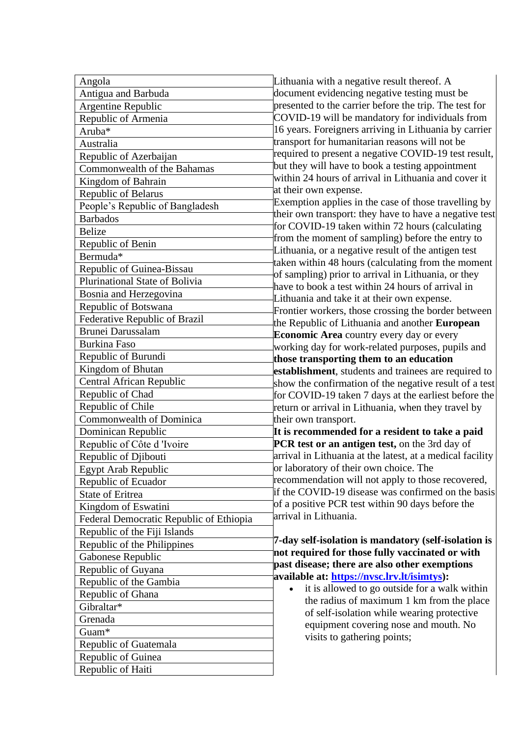| | |
|---|---|
| Angola | Lithuania with a negative result thereof. A document evidencing negative testing must be presented to the carrier before the trip. The test for COVID-19 will be mandatory for individuals from 16 years. Foreigners arriving in Lithuania by carrier transport for humanitarian reasons will not be required to present a negative COVID-19 test result, but they will have to book a testing appointment within 24 hours of arrival in Lithuania and cover it at their own expense.<br>Exemption applies in the case of those travelling by their own transport: they have to have a negative test for COVID-19 taken within 72 hours (calculating from the moment of sampling) before the entry to Lithuania, or a negative result of the antigen test taken within 48 hours (calculating from the moment of sampling) prior to arrival in Lithuania, or they have to book a test within 24 hours of arrival in Lithuania and take it at their own expense.<br>Frontier workers, those crossing the border between the Republic of Lithuania and another **European Economic Area** country every day or every working day for work-related purposes, pupils and **those transporting them to an education establishment**, students and trainees are required to show the confirmation of the negative result of a test for COVID-19 taken 7 days at the earliest before the return or arrival in Lithuania, when they travel by their own transport.<br>**It is recommended for a resident to take a paid PCR test or an antigen test,** on the 3rd day of arrival in Lithuania at the latest, at a medical facility or laboratory of their own choice. The recommendation will not apply to those recovered, if the COVID-19 disease was confirmed on the basis of a positive PCR test within 90 days before the arrival in Lithuania.<br><br>**7-day self-isolation is mandatory (self-isolation is not required for those fully vaccinated or with past disease; there are also other exemptions available at: [https://nvsc.lrv.lt/isimtys](https://nvsc.lrv.lt/isimtys)):**<br>• it is allowed to go outside for a walk within the radius of maximum 1 km from the place of self-isolation while wearing protective equipment covering nose and mouth. No visits to gathering points; |
| Antigua and Barbuda | |
| Argentine Republic | |
| Republic of Armenia | |
| Aruba* | |
| Australia | |
| Republic of Azerbaijan | |
| Commonwealth of the Bahamas | |
| Kingdom of Bahrain | |
| Republic of Belarus | |
| People's Republic of Bangladesh | |
| Barbados | |
| Belize | |
| Republic of Benin | |
| Bermuda* | |
| Republic of Guinea-Bissau | |
| Plurinational State of Bolivia | |
| Bosnia and Herzegovina | |
| Republic of Botswana | |
| Federative Republic of Brazil | |
| Brunei Darussalam | |
| Burkina Faso | |
| Republic of Burundi | |
| Kingdom of Bhutan | |
| Central African Republic | |
| Republic of Chad | |
| Republic of Chile | |
| Commonwealth of Dominica | |
| Dominican Republic | |
| Republic of Côte d 'Ivoire | |
| Republic of Djibouti | |
| Egypt Arab Republic | |
| Republic of Ecuador | |
| State of Eritrea | |
| Kingdom of Eswatini | |
| Federal Democratic Republic of Ethiopia | |
| Republic of the Fiji Islands | |
| Republic of the Philippines | |
| Gabonese Republic | |
| Republic of Guyana | |
| Republic of the Gambia | |
| Republic of Ghana | |
| Gibraltar* | |
| Grenada | |
| Guam* | |
| Republic of Guatemala | |
| Republic of Guinea | |
| Republic of Haiti | |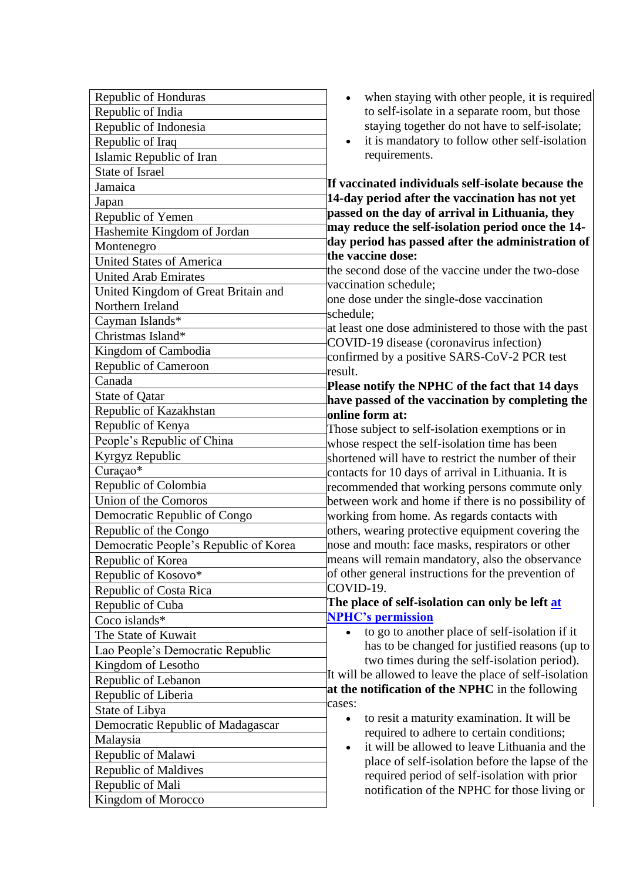| |
|---|
| Republic of Honduras |
| Republic of India |
| Republic of Indonesia |
| Republic of Iraq |
| Islamic Republic of Iran |
| State of Israel |
| Jamaica |
| Japan |
| Republic of Yemen |
| Hashemite Kingdom of Jordan |
| Montenegro |
| United States of America |
| United Arab Emirates |
| United Kingdom of Great Britain and Northern Ireland |
| Cayman Islands* |
| Christmas Island* |
| Kingdom of Cambodia |
| Republic of Cameroon |
| Canada |
| State of Qatar |
| Republic of Kazakhstan |
| Republic of Kenya |
| People's Republic of China |
| Kyrgyz Republic |
| Curaçao* |
| Republic of Colombia |
| Union of the Comoros |
| Democratic Republic of Congo |
| Republic of the Congo |
| Democratic People's Republic of Korea |
| Republic of Korea |
| Republic of Kosovo* |
| Republic of Costa Rica |
| Republic of Cuba |
| Coco islands* |
| The State of Kuwait |
| Lao People's Democratic Republic |
| Kingdom of Lesotho |
| Republic of Lebanon |
| Republic of Liberia |
| State of Libya |
| Democratic Republic of Madagascar |
| Malaysia |
| Republic of Malawi |
| Republic of Maldives |
| Republic of Mali |
| Kingdom of Morocco |

- when staying with other people, it is required to self-isolate in a separate room, but those staying together do not have to self-isolate;
- it is mandatory to follow other self-isolation requirements.

**If vaccinated individuals self-isolate because the 14-day period after the vaccination has not yet passed on the day of arrival in Lithuania, they may reduce the self-isolation period once the 14-day period has passed after the administration of the vaccine dose:**

the second dose of the vaccine under the two-dose vaccination schedule;

one dose under the single-dose vaccination schedule;

at least one dose administered to those with the past COVID-19 disease (coronavirus infection) confirmed by a positive SARS-CoV-2 PCR test result.

**Please notify the NPHC of the fact that 14 days have passed of the vaccination by completing the online form at:**

Those subject to self-isolation exemptions or in whose respect the self-isolation time has been shortened will have to restrict the number of their contacts for 10 days of arrival in Lithuania. It is recommended that working persons commute only between work and home if there is no possibility of working from home. As regards contacts with others, wearing protective equipment covering the nose and mouth: face masks, respirators or other means will remain mandatory, also the observance of other general instructions for the prevention of COVID-19.

**The place of self-isolation can only be left at NPHC's permission**

- to go to another place of self-isolation if it has to be changed for justified reasons (up to two times during the self-isolation period).

It will be allowed to leave the place of self-isolation **at the notification of the NPHC** in the following cases:

- to resit a maturity examination. It will be required to adhere to certain conditions;
- it will be allowed to leave Lithuania and the place of self-isolation before the lapse of the required period of self-isolation with prior notification of the NPHC for those living or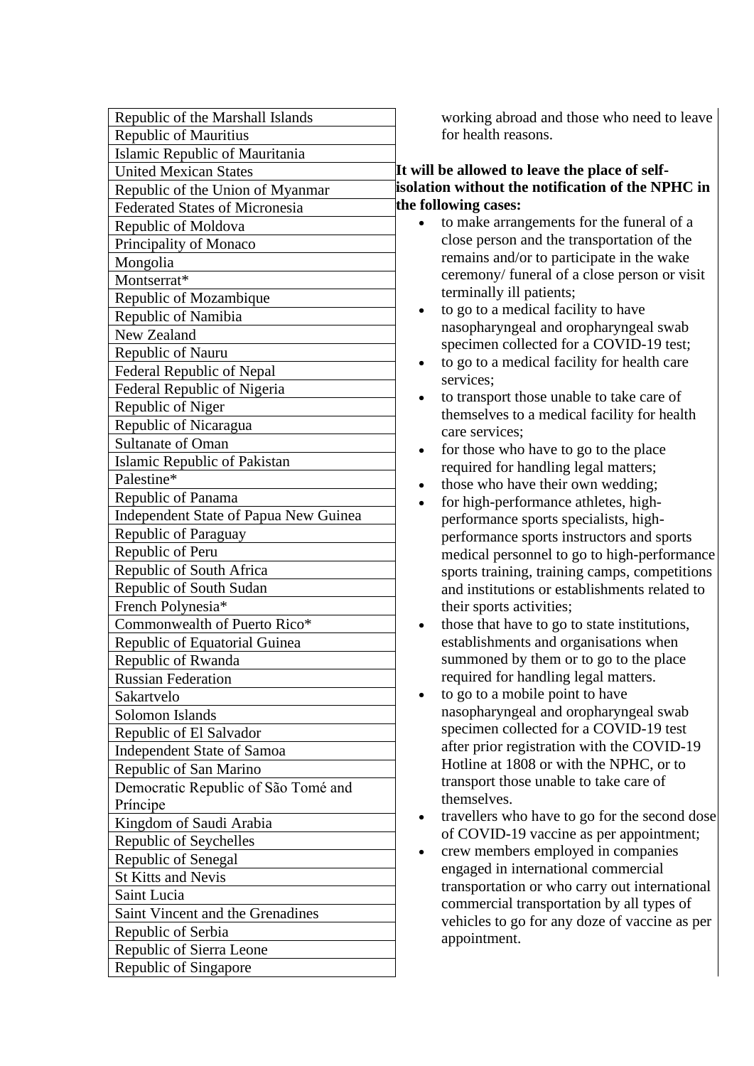| |
|---|
| Republic of the Marshall Islands |
| Republic of Mauritius |
| Islamic Republic of Mauritania |
| United Mexican States |
| Republic of the Union of Myanmar |
| Federated States of Micronesia |
| Republic of Moldova |
| Principality of Monaco |
| Mongolia |
| Montserrat* |
| Republic of Mozambique |
| Republic of Namibia |
| New Zealand |
| Republic of Nauru |
| Federal Republic of Nepal |
| Federal Republic of Nigeria |
| Republic of Niger |
| Republic of Nicaragua |
| Sultanate of Oman |
| Islamic Republic of Pakistan |
| Palestine* |
| Republic of Panama |
| Independent State of Papua New Guinea |
| Republic of Paraguay |
| Republic of Peru |
| Republic of South Africa |
| Republic of South Sudan |
| French Polynesia* |
| Commonwealth of Puerto Rico* |
| Republic of Equatorial Guinea |
| Republic of Rwanda |
| Russian Federation |
| Sakartvelo |
| Solomon Islands |
| Republic of El Salvador |
| Independent State of Samoa |
| Republic of San Marino |
| Democratic Republic of São Tomé and Príncipe |
| Kingdom of Saudi Arabia |
| Republic of Seychelles |
| Republic of Senegal |
| St Kitts and Nevis |
| Saint Lucia |
| Saint Vincent and the Grenadines |
| Republic of Serbia |
| Republic of Sierra Leone |
| Republic of Singapore |

working abroad and those who need to leave for health reasons.

**It will be allowed to leave the place of self-isolation without the notification of the NPHC in the following cases:**

- to make arrangements for the funeral of a close person and the transportation of the remains and/or to participate in the wake ceremony/ funeral of a close person or visit terminally ill patients;
- to go to a medical facility to have nasopharyngeal and oropharyngeal swab specimen collected for a COVID-19 test;
- to go to a medical facility for health care services;
- to transport those unable to take care of themselves to a medical facility for health care services;
- for those who have to go to the place required for handling legal matters;
- those who have their own wedding;
- for high-performance athletes, high-performance sports specialists, high-performance sports instructors and sports medical personnel to go to high-performance sports training, training camps, competitions and institutions or establishments related to their sports activities;
- those that have to go to state institutions, establishments and organisations when summoned by them or to go to the place required for handling legal matters.
- to go to a mobile point to have nasopharyngeal and oropharyngeal swab specimen collected for a COVID-19 test after prior registration with the COVID-19 Hotline at 1808 or with the NPHC, or to transport those unable to take care of themselves.
- travellers who have to go for the second dose of COVID-19 vaccine as per appointment;
- crew members employed in companies engaged in international commercial transportation or who carry out international commercial transportation by all types of vehicles to go for any doze of vaccine as per appointment.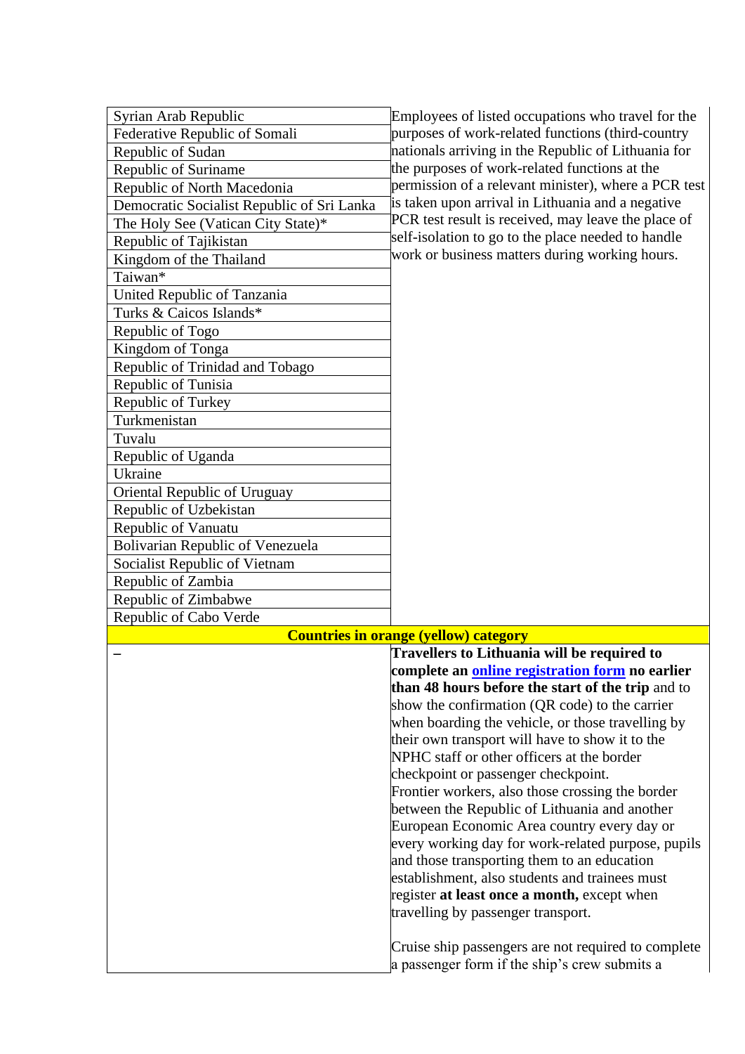| | |
|---|---|
| Syrian Arab Republic<br>Federative Republic of Somali<br>Republic of Sudan<br>Republic of Suriname<br>Republic of North Macedonia<br>Democratic Socialist Republic of Sri Lanka<br>The Holy See (Vatican City State)*<br>Republic of Tajikistan<br>Kingdom of the Thailand<br>Taiwan*<br>United Republic of Tanzania<br>Turks & Caicos Islands*<br>Republic of Togo<br>Kingdom of Tonga<br>Republic of Trinidad and Tobago<br>Republic of Tunisia<br>Republic of Turkey<br>Turkmenistan<br>Tuvalu<br>Republic of Uganda<br>Ukraine<br>Oriental Republic of Uruguay<br>Republic of Uzbekistan<br>Republic of Vanuatu<br>Bolivarian Republic of Venezuela<br>Socialist Republic of Vietnam<br>Republic of Zambia<br>Republic of Zimbabwe<br>Republic of Cabo Verde | Employees of listed occupations who travel for the purposes of work-related functions (third-country nationals arriving in the Republic of Lithuania for the purposes of work-related functions at the permission of a relevant minister), where a PCR test is taken upon arrival in Lithuania and a negative PCR test result is received, may leave the place of self-isolation to go to the place needed to handle work or business matters during working hours. |
| **Countries in orange (yellow) category** | |
| – | **Travellers to Lithuania will be required to complete an online registration form no earlier than 48 hours before the start of the trip** and to show the confirmation (QR code) to the carrier when boarding the vehicle, or those travelling by their own transport will have to show it to the NPHC staff or other officers at the border checkpoint or passenger checkpoint.<br>Frontier workers, also those crossing the border between the Republic of Lithuania and another European Economic Area country every day or every working day for work-related purpose, pupils and those transporting them to an education establishment, also students and trainees must register **at least once a month,** except when travelling by passenger transport.<br><br>Cruise ship passengers are not required to complete a passenger form if the ship's crew submits a |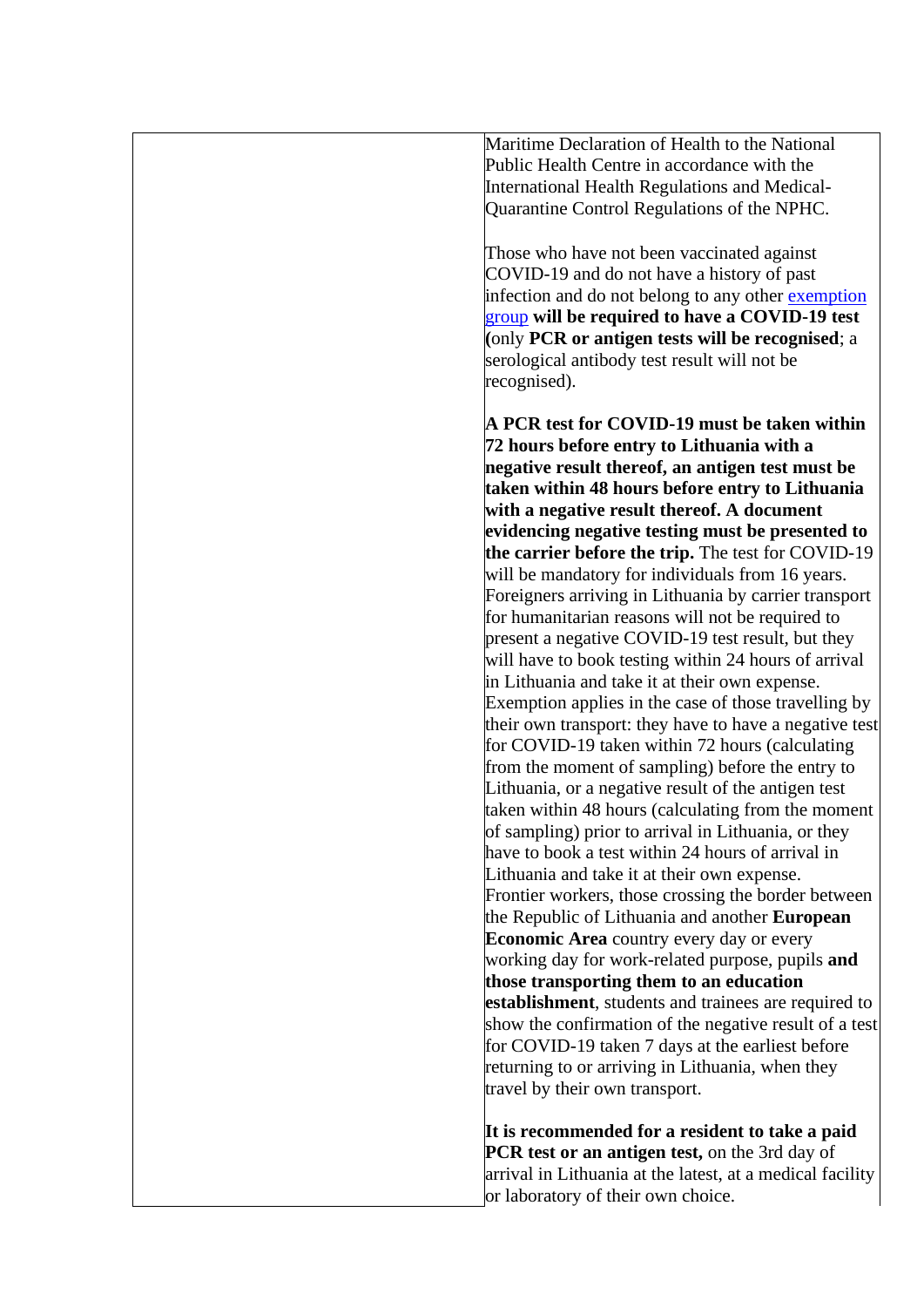| | |
|---|---|
| | Maritime Declaration of Health to the National Public Health Centre in accordance with the International Health Regulations and Medical-Quarantine Control Regulations of the NPHC.<br><br>Those who have not been vaccinated against COVID-19 and do not have a history of past infection and do not belong to any other exemption group **will be required to have a COVID-19 test** (only **PCR or antigen tests will be recognised**; a serological antibody test result will not be recognised).<br><br>**A PCR test for COVID-19 must be taken within 72 hours before entry to Lithuania with a negative result thereof, an antigen test must be taken within 48 hours before entry to Lithuania with a negative result thereof. A document evidencing negative testing must be presented to the carrier before the trip.** The test for COVID-19 will be mandatory for individuals from 16 years. Foreigners arriving in Lithuania by carrier transport for humanitarian reasons will not be required to present a negative COVID-19 test result, but they will have to book testing within 24 hours of arrival in Lithuania and take it at their own expense. Exemption applies in the case of those travelling by their own transport: they have to have a negative test for COVID-19 taken within 72 hours (calculating from the moment of sampling) before the entry to Lithuania, or a negative result of the antigen test taken within 48 hours (calculating from the moment of sampling) prior to arrival in Lithuania, or they have to book a test within 24 hours of arrival in Lithuania and take it at their own expense. Frontier workers, those crossing the border between the Republic of Lithuania and another **European Economic Area** country every day or every working day for work-related purpose, pupils **and those transporting them to an education establishment**, students and trainees are required to show the confirmation of the negative result of a test for COVID-19 taken 7 days at the earliest before returning to or arriving in Lithuania, when they travel by their own transport.<br><br>**It is recommended for a resident to take a paid PCR test or an antigen test,** on the 3rd day of arrival in Lithuania at the latest, at a medical facility or laboratory of their own choice. |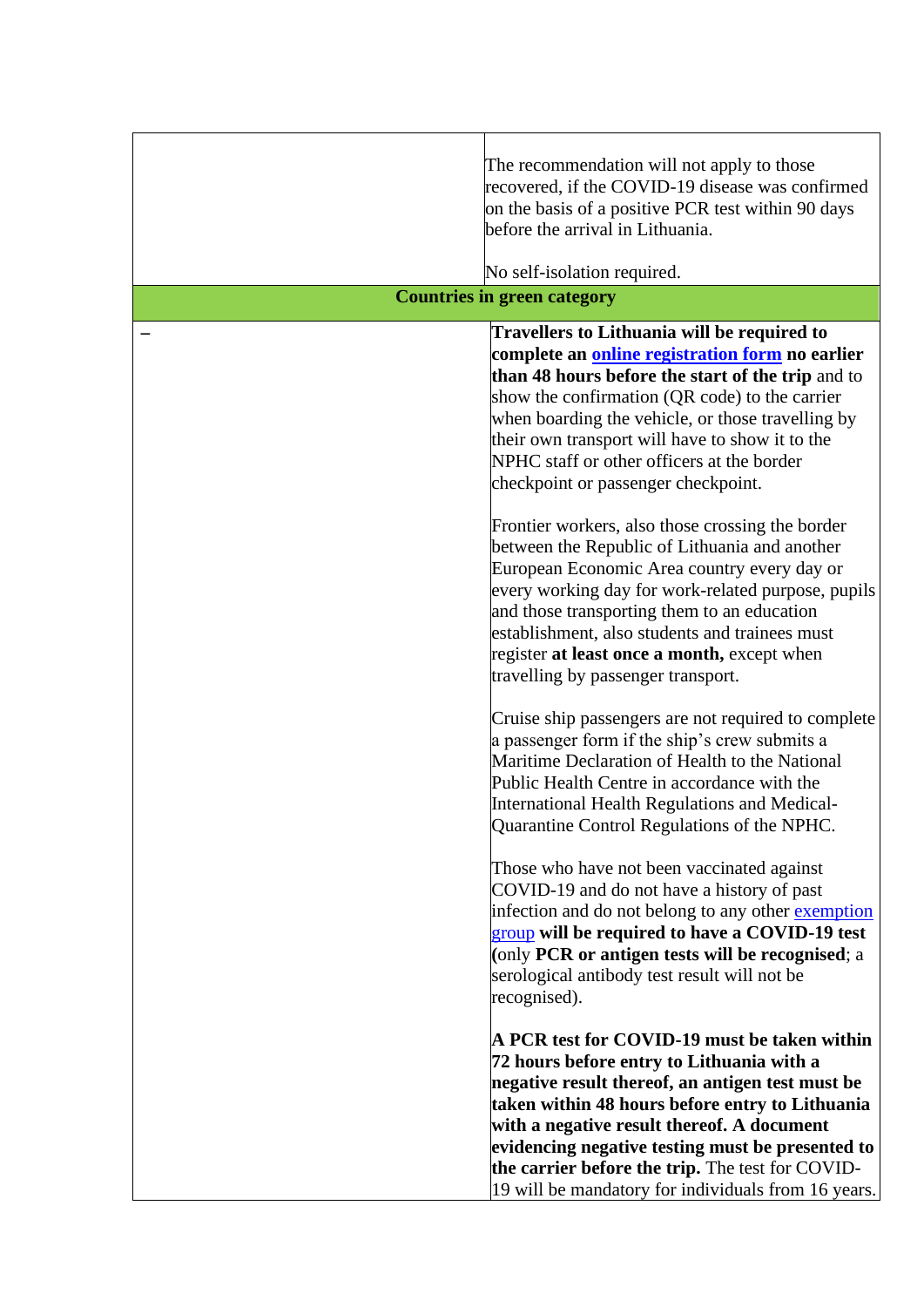| | |
|---|---|
| | The recommendation will not apply to those recovered, if the COVID-19 disease was confirmed on the basis of a positive PCR test within 90 days before the arrival in Lithuania.<br><br>No self-isolation required. |
| **Countries in green category** | |
| – | **Travellers to Lithuania will be required to complete an online registration form no earlier than 48 hours before the start of the trip** and to show the confirmation (QR code) to the carrier when boarding the vehicle, or those travelling by their own transport will have to show it to the NPHC staff or other officers at the border checkpoint or passenger checkpoint.<br><br>Frontier workers, also those crossing the border between the Republic of Lithuania and another European Economic Area country every day or every working day for work-related purpose, pupils and those transporting them to an education establishment, also students and trainees must register **at least once a month,** except when travelling by passenger transport.<br><br>Cruise ship passengers are not required to complete a passenger form if the ship's crew submits a Maritime Declaration of Health to the National Public Health Centre in accordance with the International Health Regulations and Medical-Quarantine Control Regulations of the NPHC.<br><br>Those who have not been vaccinated against COVID-19 and do not have a history of past infection and do not belong to any other exemption group **will be required to have a COVID-19 test** (only **PCR or antigen tests will be recognised**; a serological antibody test result will not be recognised).<br><br>**A PCR test for COVID-19 must be taken within 72 hours before entry to Lithuania with a negative result thereof, an antigen test must be taken within 48 hours before entry to Lithuania with a negative result thereof. A document evidencing negative testing must be presented to the carrier before the trip.** The test for COVID-19 will be mandatory for individuals from 16 years. |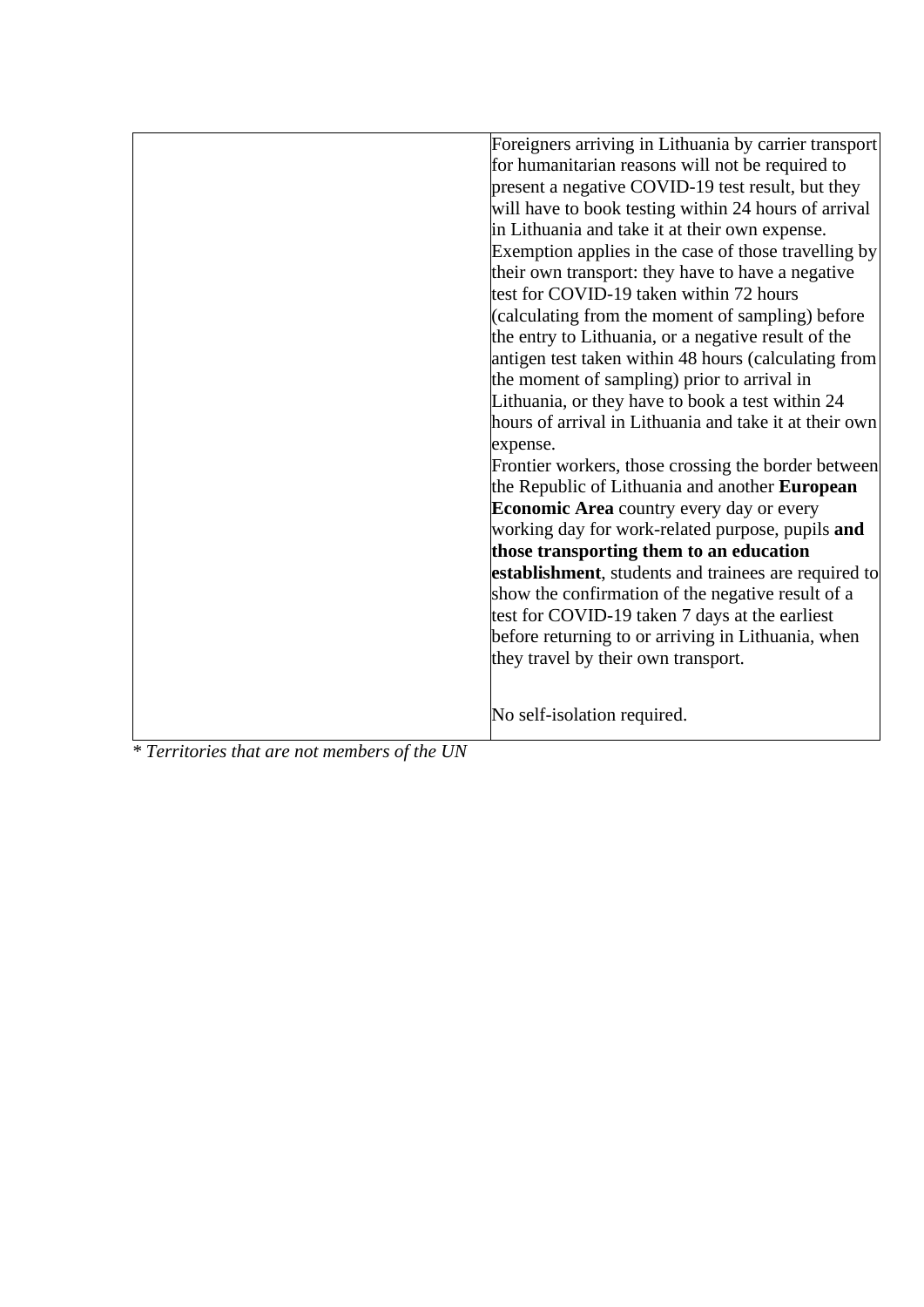| | |
|---|---|
| | Foreigners arriving in Lithuania by carrier transport for humanitarian reasons will not be required to present a negative COVID-19 test result, but they will have to book testing within 24 hours of arrival in Lithuania and take it at their own expense.<br>Exemption applies in the case of those travelling by their own transport: they have to have a negative test for COVID-19 taken within 72 hours (calculating from the moment of sampling) before the entry to Lithuania, or a negative result of the antigen test taken within 48 hours (calculating from the moment of sampling) prior to arrival in Lithuania, or they have to book a test within 24 hours of arrival in Lithuania and take it at their own expense.<br>Frontier workers, those crossing the border between the Republic of Lithuania and another **European Economic Area** country every day or every working day for work-related purpose, pupils **and those transporting them to an education establishment**, students and trainees are required to show the confirmation of the negative result of a test for COVID-19 taken 7 days at the earliest before returning to or arriving in Lithuania, when they travel by their own transport.<br><br>No self-isolation required. |

*\* Territories that are not members of the UN*